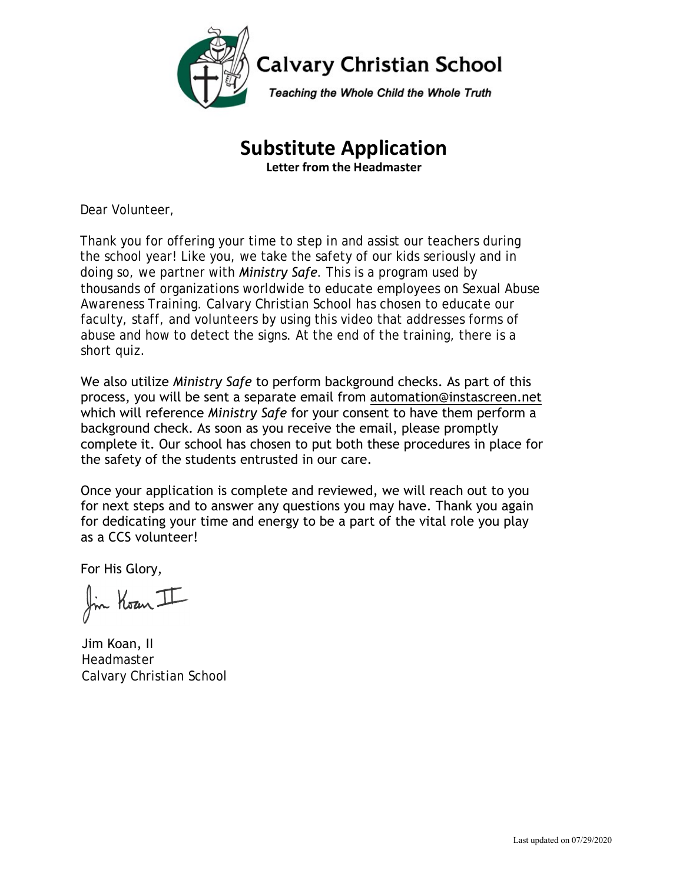Calvary Christian School

*Teaching the Whole Child the Whole Truth*

# Substitute Application

**Letter from the Headmaster**

Dear Volunteer,

Thank you for offering your time to step in and assist our teachers during the school year! Like you, we take the safety of our kids seriously and in doing so, we partner with ***Ministry Safe***. This is a program used by thousands of organizations worldwide to educate employees on Sexual Abuse Awareness Training. Calvary Christian School has chosen to educate our faculty, staff, and volunteers by using this video that addresses forms of abuse and how to detect the signs. At the end of the training, there is a short quiz.

We also utilize *Ministry Safe* to perform background checks. As part of this process, you will be sent a separate email from automation@instascreen.net which will reference *Ministry Safe* for your consent to have them perform a background check. As soon as you receive the email, please promptly complete it. Our school has chosen to put both these procedures in place for the safety of the students entrusted in our care.

Once your application is complete and reviewed, we will reach out to you for next steps and to answer any questions you may have. Thank you again for dedicating your time and energy to be a part of the vital role you play as a CCS volunteer!

For His Glory,

Jim Koan II

Jim Koan, II
Headmaster
Calvary Christian School

Last updated on 07/29/2020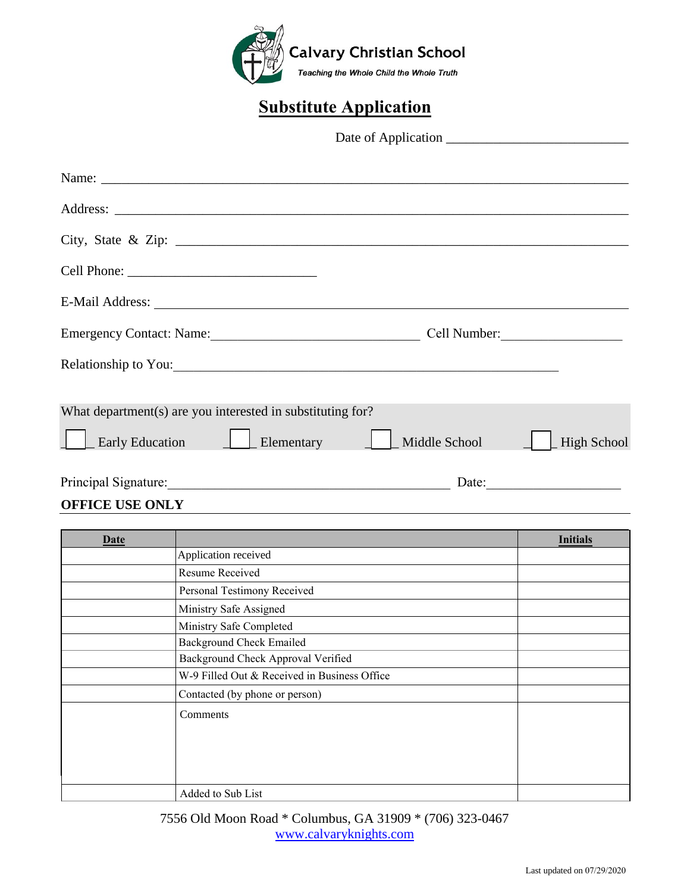Calvary Christian School

*Teaching the Whole Child the Whole Truth*

# Substitute Application

Date of Application ___________________________

Name: ______________________________________________________________________

Address: ____________________________________________________________________

City, State & Zip: _____________________________________________________________

Cell Phone: ____________________________

E-Mail Address: ______________________________________________________________

Emergency Contact: Name:_______________________________ Cell Number:__________________

Relationship to You:___________________________________________________________

What department(s) are you interested in substituting for?

☐ Early Education ☐ Elementary ☐ Middle School ☐ High School

Principal Signature:_________________________________________ Date:____________________

**OFFICE USE ONLY**

| Date | | Initials |
|---|---|---|
| | Application received | |
| | Resume Received | |
| | Personal Testimony Received | |
| | Ministry Safe Assigned | |
| | Ministry Safe Completed | |
| | Background Check Emailed | |
| | Background Check Approval Verified | |
| | W-9 Filled Out & Received in Business Office | |
| | Contacted (by phone or person) | |
| | Comments | |
| | Added to Sub List | |

7556 Old Moon Road * Columbus, GA 31909 * (706) 323-0467

www.calvaryknights.com

Last updated on 07/29/2020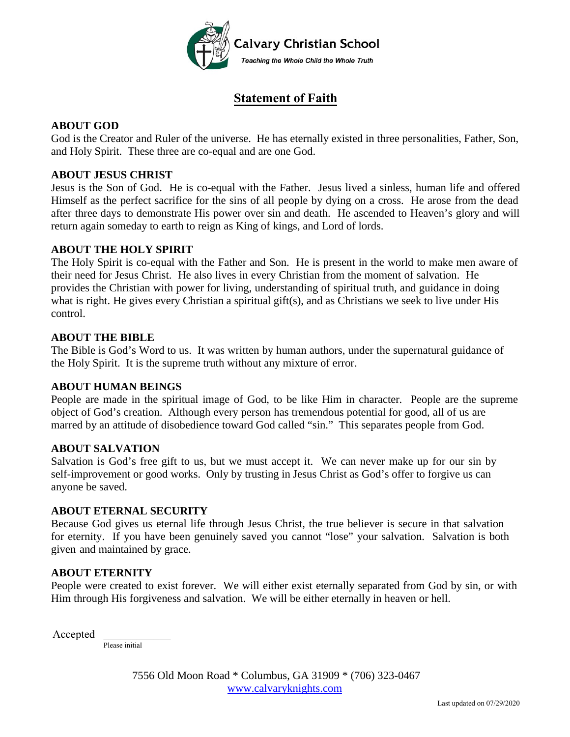Calvary Christian School

*Teaching the Whole Child the Whole Truth*

# Statement of Faith

**ABOUT GOD**

God is the Creator and Ruler of the universe. He has eternally existed in three personalities, Father, Son, and Holy Spirit. These three are co-equal and are one God.

**ABOUT JESUS CHRIST**

Jesus is the Son of God. He is co-equal with the Father. Jesus lived a sinless, human life and offered Himself as the perfect sacrifice for the sins of all people by dying on a cross. He arose from the dead after three days to demonstrate His power over sin and death. He ascended to Heaven's glory and will return again someday to earth to reign as King of kings, and Lord of lords.

**ABOUT THE HOLY SPIRIT**

The Holy Spirit is co-equal with the Father and Son. He is present in the world to make men aware of their need for Jesus Christ. He also lives in every Christian from the moment of salvation. He provides the Christian with power for living, understanding of spiritual truth, and guidance in doing what is right. He gives every Christian a spiritual gift(s), and as Christians we seek to live under His control.

**ABOUT THE BIBLE**

The Bible is God's Word to us. It was written by human authors, under the supernatural guidance of the Holy Spirit. It is the supreme truth without any mixture of error.

**ABOUT HUMAN BEINGS**

People are made in the spiritual image of God, to be like Him in character. People are the supreme object of God's creation. Although every person has tremendous potential for good, all of us are marred by an attitude of disobedience toward God called "sin." This separates people from God.

**ABOUT SALVATION**

Salvation is God's free gift to us, but we must accept it. We can never make up for our sin by self-improvement or good works. Only by trusting in Jesus Christ as God's offer to forgive us can anyone be saved.

**ABOUT ETERNAL SECURITY**

Because God gives us eternal life through Jesus Christ, the true believer is secure in that salvation for eternity. If you have been genuinely saved you cannot "lose" your salvation. Salvation is both given and maintained by grace.

**ABOUT ETERNITY**

People were created to exist forever. We will either exist eternally separated from God by sin, or with Him through His forgiveness and salvation. We will be either eternally in heaven or hell.

Accepted ____________
Please initial

7556 Old Moon Road * Columbus, GA 31909 * (706) 323-0467
www.calvaryknights.com

Last updated on 07/29/2020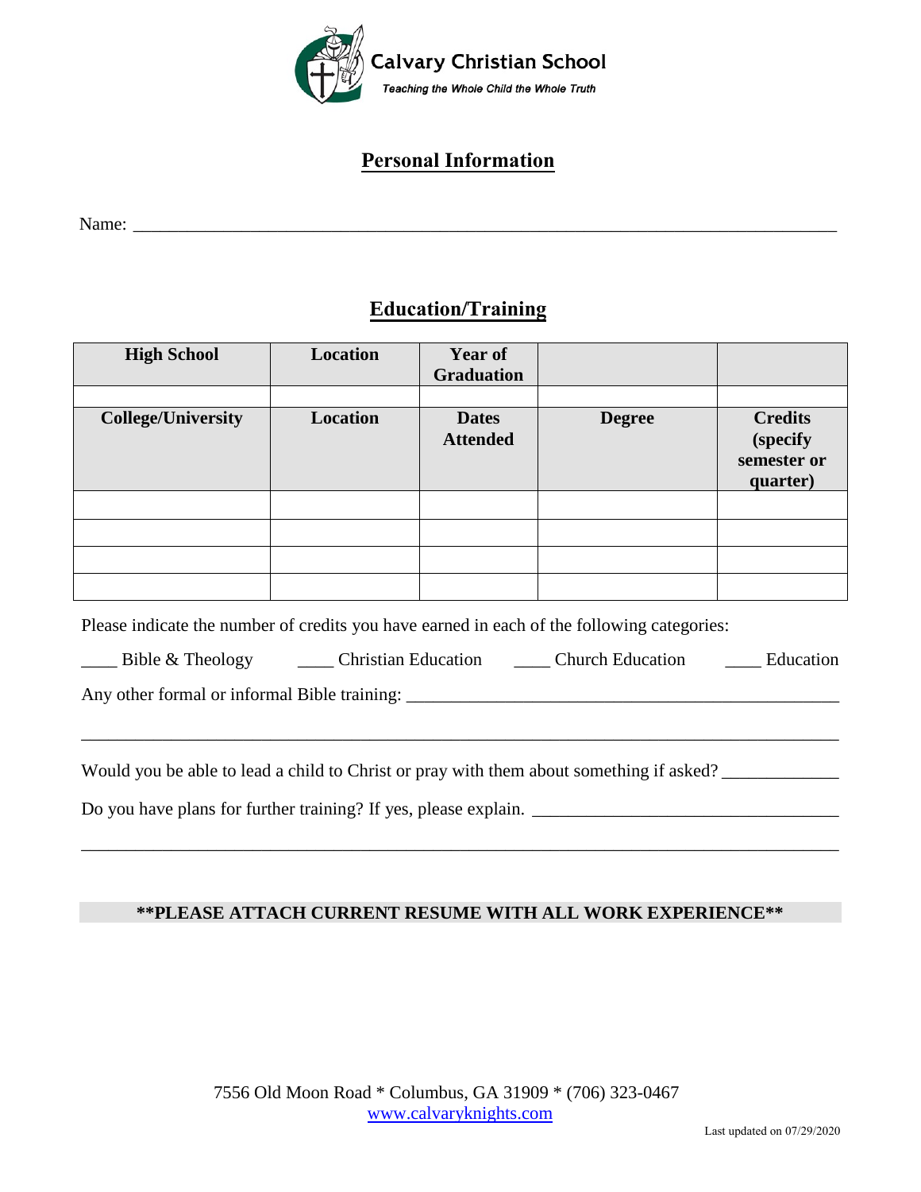Calvary Christian School

*Teaching the Whole Child the Whole Truth*

## Personal Information

Name: ___________________________________________________________________________

## Education/Training

| High School | Location | Year of Graduation | | |
|---|---|---|---|---|
| | | | | |
| **College/University** | **Location** | **Dates Attended** | **Degree** | **Credits (specify semester or quarter)** |
| | | | | |
| | | | | |
| | | | | |
| | | | | |

Please indicate the number of credits you have earned in each of the following categories:

____ Bible & Theology ____ Christian Education ____ Church Education ____ Education

Any other formal or informal Bible training: _______________________________________________

_____________________________________________________________________________________

Would you be able to lead a child to Christ or pray with them about something if asked? ____________

Do you have plans for further training? If yes, please explain. ________________________________

_____________________________________________________________________________________

**\*\*PLEASE ATTACH CURRENT RESUME WITH ALL WORK EXPERIENCE\*\***

7556 Old Moon Road * Columbus, GA 31909 * (706) 323-0467
www.calvaryknights.com

Last updated on 07/29/2020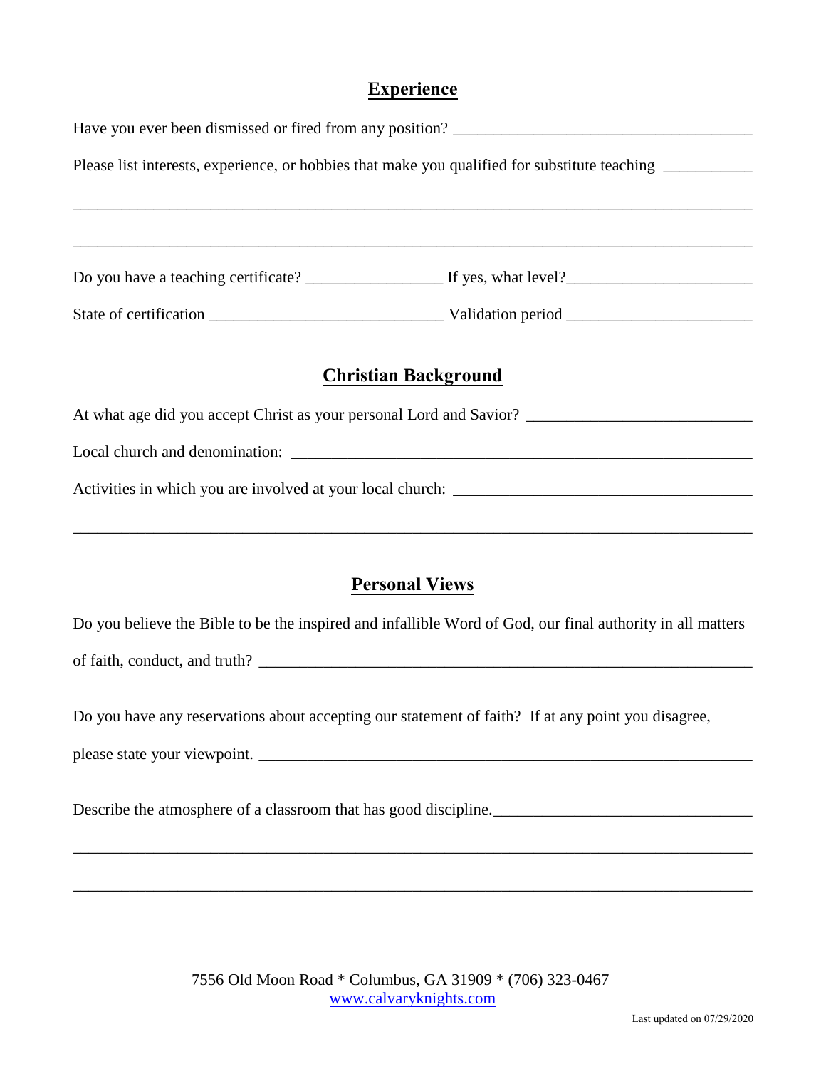## Experience

Have you ever been dismissed or fired from any position? ____________________________________

Please list interests, experience, or hobbies that make you qualified for substitute teaching __________

_____________________________________________________________________________

_____________________________________________________________________________

Do you have a teaching certificate? ________________ If yes, what level?______________________

State of certification ____________________________ Validation period ______________________

## Christian Background

At what age did you accept Christ as your personal Lord and Savior? ___________________________

Local church and denomination: _________________________________________________________

Activities in which you are involved at your local church: ____________________________________

_____________________________________________________________________________

## Personal Views

Do you believe the Bible to be the inspired and infallible Word of God, our final authority in all matters of faith, conduct, and truth? _______________________________________________________________

Do you have any reservations about accepting our statement of faith? If at any point you disagree, please state your viewpoint. _______________________________________________________________

Describe the atmosphere of a classroom that has good discipline.______________________________

_____________________________________________________________________________

_____________________________________________________________________________

7556 Old Moon Road * Columbus, GA 31909 * (706) 323-0467
www.calvaryknights.com

Last updated on 07/29/2020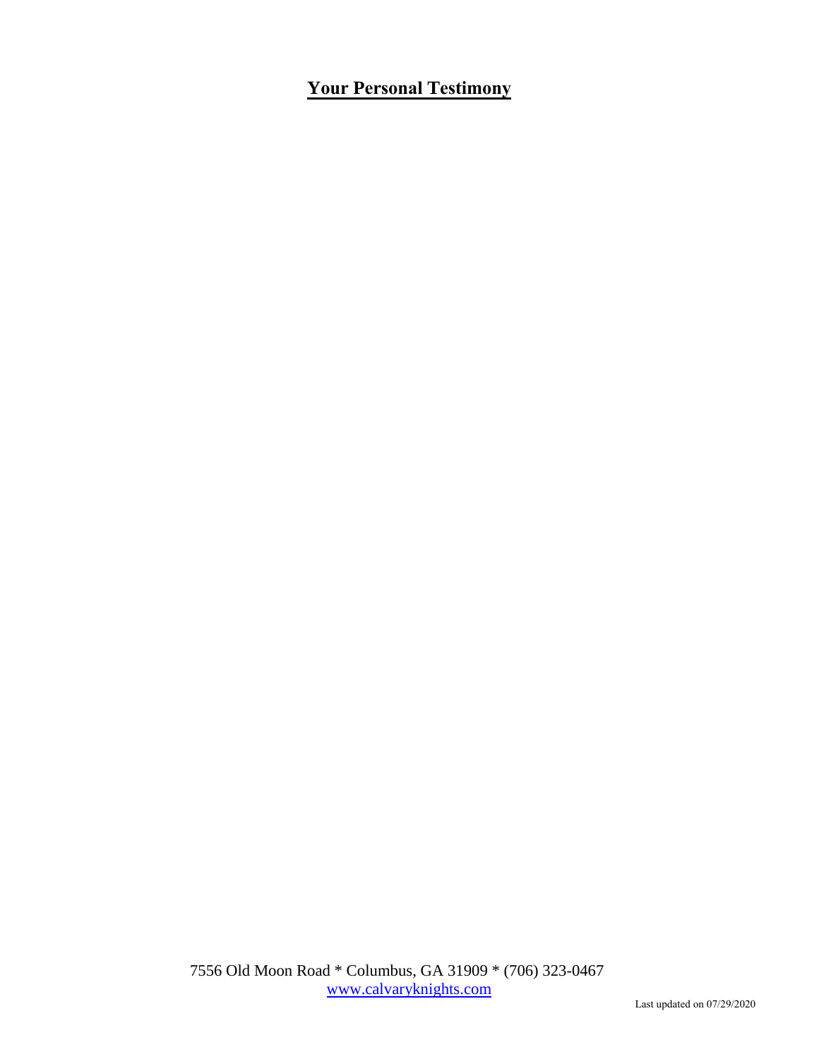# **Your Personal Testimony**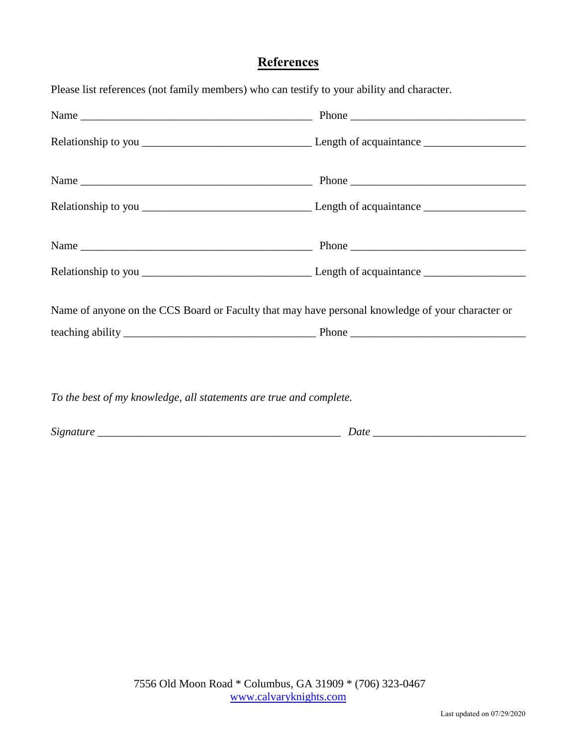## References

Please list references (not family members) who can testify to your ability and character.

Name ________________________________________ Phone ______________________________

Relationship to you _____________________________ Length of acquaintance _________________

Name ________________________________________ Phone ______________________________

Relationship to you _____________________________ Length of acquaintance _________________

Name ________________________________________ Phone ______________________________

Relationship to you _____________________________ Length of acquaintance _________________

Name of anyone on the CCS Board or Faculty that may have personal knowledge of your character or teaching ability _________________________________ Phone ______________________________

*To the best of my knowledge, all statements are true and complete.*

*Signature* __________________________________________ *Date* __________________________

7556 Old Moon Road * Columbus, GA 31909 * (706) 323-0467
www.calvaryknights.com

Last updated on 07/29/2020